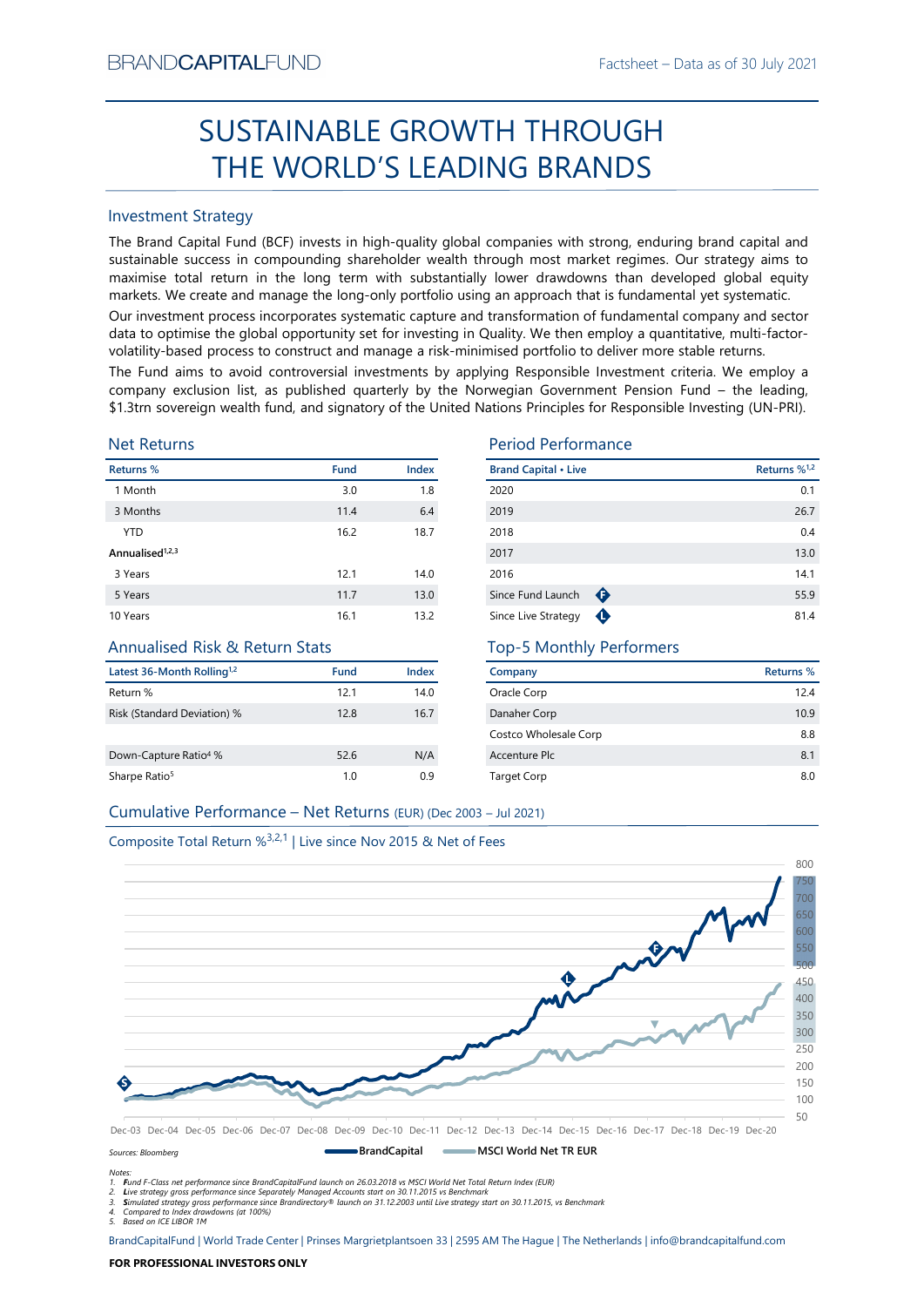BRANDCAPITALFUND

Factsheet – Data as of 30 July 2021

# SUSTAINABLE GROWTH THROUGH THE WORLD'S LEADING BRANDS

## Investment Strategy

The Brand Capital Fund (BCF) invests in high-quality global companies with strong, enduring brand capital and sustainable success in compounding shareholder wealth through most market regimes. Our strategy aims to maximise total return in the long term with substantially lower drawdowns than developed global equity markets. We create and manage the long-only portfolio using an approach that is fundamental yet systematic.

Our investment process incorporates systematic capture and transformation of fundamental company and sector data to optimise the global opportunity set for investing in Quality. We then employ a quantitative, multi-factor-volatility-based process to construct and manage a risk-minimised portfolio to deliver more stable returns.

The Fund aims to avoid controversial investments by applying Responsible Investment criteria. We employ a company exclusion list, as published quarterly by the Norwegian Government Pension Fund – the leading, $1.3trn sovereign wealth fund, and signatory of the United Nations Principles for Responsible Investing (UN-PRI).

## Net Returns

| Returns % | Fund | Index |
|---|---|---|
| 1 Month | 3.0 | 1.8 |
| 3 Months | 11.4 | 6.4 |
| YTD | 16.2 | 18.7 |
| **Annualised**[1,2,3] | | |
| 3 Years | 12.1 | 14.0 |
| 5 Years | 11.7 | 13.0 |
| 10 Years | 16.1 | 13.2 |

## Period Performance

| Brand Capital • Live | Returns %[1,2] |
|---|---|
| 2020 | 0.1 |
| 2019 | 26.7 |
| 2018 | 0.4 |
| 2017 | 13.0 |
| 2016 | 14.1 |
| Since Fund Launch (F) | 55.9 |
| Since Live Strategy (L) | 81.4 |

## Annualised Risk & Return Stats

| Latest 36-Month Rolling[1,2] | Fund | Index |
|---|---|---|
| Return % | 12.1 | 14.0 |
| Risk (Standard Deviation) % | 12.8 | 16.7 |
| Down-Capture Ratio[4] % | 52.6 | N/A |
| Sharpe Ratio[5] | 1.0 | 0.9 |

## Top-5 Monthly Performers

| Company | Returns % |
|---|---|
| Oracle Corp | 12.4 |
| Danaher Corp | 10.9 |
| Costco Wholesale Corp | 8.8 |
| Accenture Plc | 8.1 |
| Target Corp | 8.0 |

## Cumulative Performance – Net Returns (EUR) (Dec 2003 – Jul 2021)

Composite Total Return %[3,2,1] | Live since Nov 2015 & Net of Fees

BrandCapital — MSCI World Net TR EUR

Sources: Bloomberg

Notes:
1. Fund F-Class net performance since BrandCapitalFund launch on 26.03.2018 vs MSCI World Net Total Return Index (EUR)
2. Live strategy gross performance since Separately Managed Accounts start on 30.11.2015 vs Benchmark
3. Simulated strategy gross performance since Brandirectory® launch on 31.12.2003 until Live strategy start on 30.11.2015, vs Benchmark
4. Compared to Index drawdowns (at 100%)
5. Based on ICE LIBOR 1M

BrandCapitalFund | World Trade Center | Prinses Margrietplantsoen 33 | 2595 AM The Hague | The Netherlands | info@brandcapitalfund.com

**FOR PROFESSIONAL INVESTORS ONLY**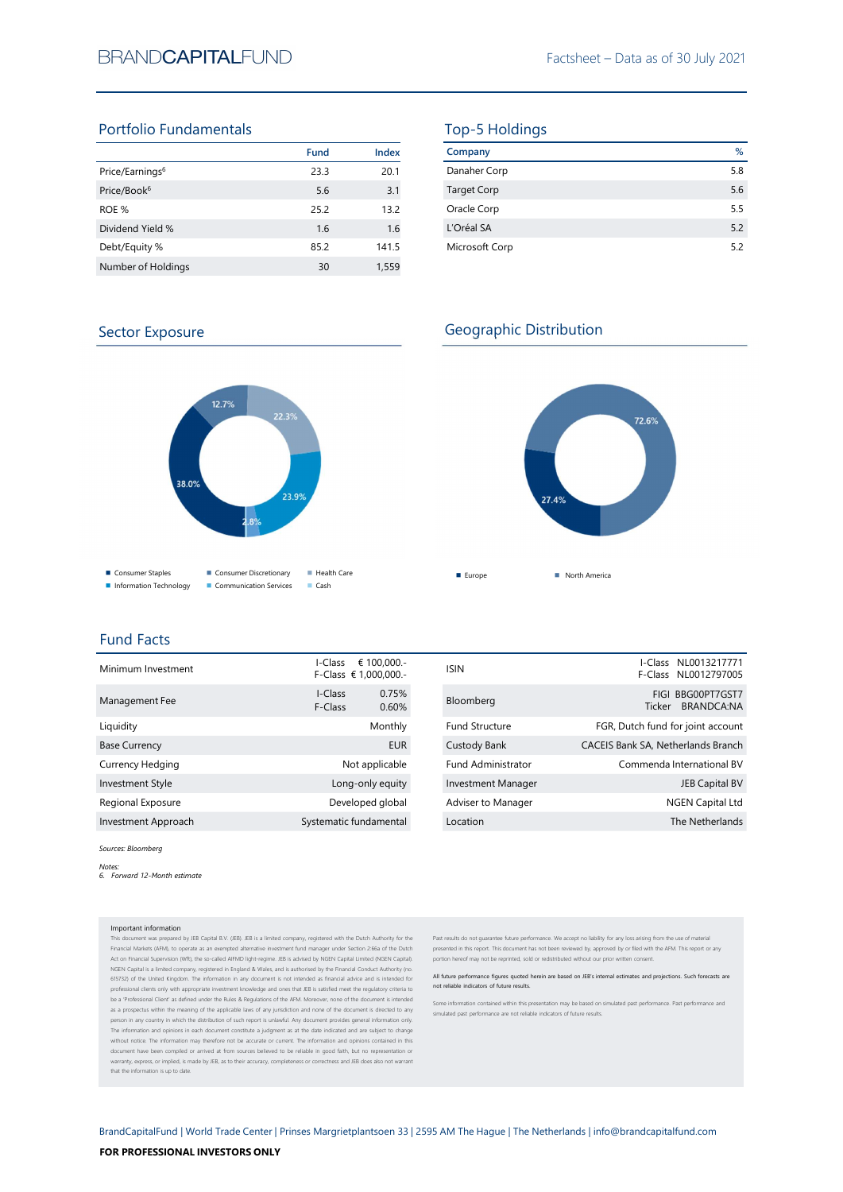BRANDCAPITALFUND

Factsheet – Data as of 30 July 2021

## Portfolio Fundamentals

| | Fund | Index |
|---|---|---|
| Price/Earnings[6] | 23.3 | 20.1 |
| Price/Book[6] | 5.6 | 3.1 |
| ROE % | 25.2 | 13.2 |
| Dividend Yield % | 1.6 | 1.6 |
| Debt/Equity % | 85.2 | 141.5 |
| Number of Holdings | 30 | 1,559 |

## Top-5 Holdings

| Company | % |
|---|---|
| Danaher Corp | 5.8 |
| Target Corp | 5.6 |
| Oracle Corp | 5.5 |
| L'Oréal SA | 5.2 |
| Microsoft Corp | 5.2 |

## Sector Exposure

12.7%
22.3%
38.0%
23.9%
2.8%

Consumer Staples
Consumer Discretionary
Health Care
Information Technology
Communication Services
Cash

## Geographic Distribution

72.6%
27.4%

Europe
North America

## Fund Facts

| | | | |
|---|---|---|---|
| Minimum Investment | I-Class € 100,000.- F-Class € 1,000,000.- | ISIN | I-Class NL0013217771 F-Class NL0012797005 |
| Management Fee | I-Class 0.75% F-Class 0.60% | Bloomberg | FIGI BBG00PT7GST7 Ticker BRANDCA:NA |
| Liquidity | Monthly | Fund Structure | FGR, Dutch fund for joint account |
| Base Currency | EUR | Custody Bank | CACEIS Bank SA, Netherlands Branch |
| Currency Hedging | Not applicable | Fund Administrator | Commenda International BV |
| Investment Style | Long-only equity | Investment Manager | JEB Capital BV |
| Regional Exposure | Developed global | Adviser to Manager | NGEN Capital Ltd |
| Investment Approach | Systematic fundamental | Location | The Netherlands |

*Sources: Bloomberg*

*Notes:*
*6. Forward 12-Month estimate*

Important information

This document was prepared by JEB Capital B.V. (JEB). JEB is a limited company, registered with the Dutch Authority for the Financial Markets (AFM), to operate as an exempted alternative investment fund manager under Section 2:66a of the Dutch Act on Financial Supervision (Wft), the so-called AIFMD light-regime. JEB is advised by NGEN Capital Limited (NGEN Capital). NGEN Capital is a limited company, registered in England & Wales, and is authorised by the Financial Conduct Authority (no. 615732) of the United Kingdom. The information in any document is not intended as financial advice and is intended for professional clients only with appropriate investment knowledge and ones that JEB is satisfied meet the regulatory criteria to be a 'Professional Client' as defined under the Rules & Regulations of the AFM. Moreover, none of the document is intended as a prospectus within the meaning of the applicable laws of any jurisdiction and none of the document is directed to any person in any country in which the distribution of such report is unlawful. Any document provides general information only. The information and opinions in each document constitute a judgment as at the date indicated and are subject to change without notice. The information may therefore not be accurate or current. The information and opinions contained in this document have been compiled or arrived at from sources believed to be reliable in good faith, but no representation or warranty, express, or implied, is made by JEB, as to their accuracy, completeness or correctness and JEB does also not warrant that the information is up to date.

Past results do not guarantee future performance. We accept no liability for any loss arising from the use of material presented in this report. This document has not been reviewed by, approved by or filed with the AFM. This report or any portion hereof may not be reprinted, sold or redistributed without our prior written consent.

All future performance figures quoted herein are based on JEB's internal estimates and projections. Such forecasts are not reliable indicators of future results.

Some information contained within this presentation may be based on simulated past performance. Past performance and simulated past performance are not reliable indicators of future results.

BrandCapitalFund | World Trade Center | Prinses Margrietplantsoen 33 | 2595 AM The Hague | The Netherlands | info@brandcapitalfund.com

**FOR PROFESSIONAL INVESTORS ONLY**